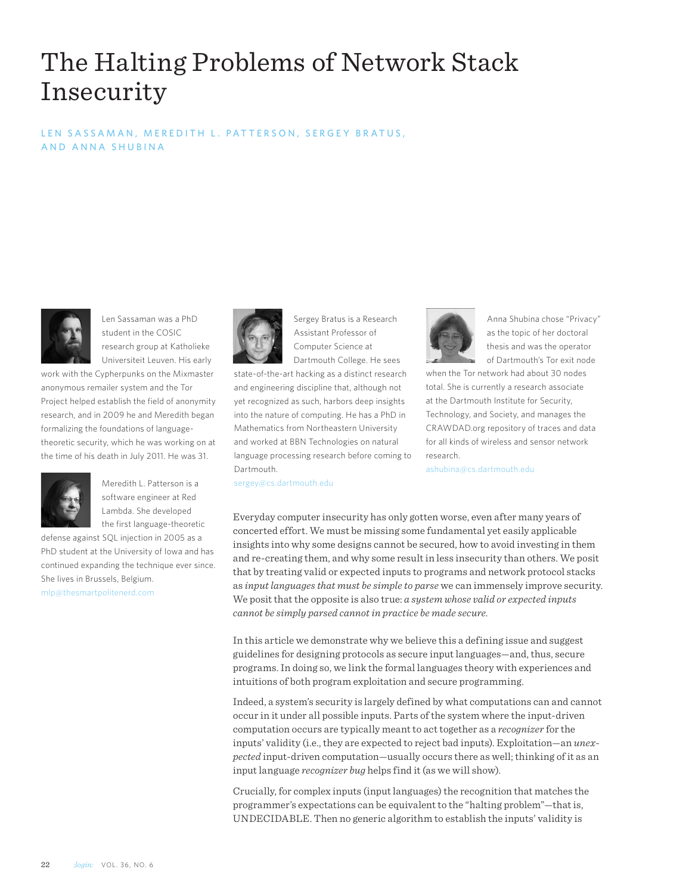# The Halting Problems of Network Stack Insecurity

LEN SASSAMAN, MEREDITH L. PATTERSON, SERGEY BRATUS, AND ANNA SHUBINA

Len Sassaman was a PhD student in the COSIC research group at Katholieke Universiteit Leuven. His early work with the Cypherpunks on the Mixmaster anonymous remailer system and the Tor Project helped establish the field of anonymity research, and in 2009 he and Meredith began formalizing the foundations of language-theoretic security, which he was working on at the time of his death in July 2011. He was 31.

Meredith L. Patterson is a software engineer at Red Lambda. She developed the first language-theoretic defense against SQL injection in 2005 as a PhD student at the University of Iowa and has continued expanding the technique ever since. She lives in Brussels, Belgium.
mlp@thesmartpolitenerd.com

Sergey Bratus is a Research Assistant Professor of Computer Science at Dartmouth College. He sees state-of-the-art hacking as a distinct research and engineering discipline that, although not yet recognized as such, harbors deep insights into the nature of computing. He has a PhD in Mathematics from Northeastern University and worked at BBN Technologies on natural language processing research before coming to Dartmouth.
sergey@cs.dartmouth.edu

Anna Shubina chose "Privacy" as the topic of her doctoral thesis and was the operator of Dartmouth's Tor exit node when the Tor network had about 30 nodes total. She is currently a research associate at the Dartmouth Institute for Security, Technology, and Society, and manages the CRAWDAD.org repository of traces and data for all kinds of wireless and sensor network research.
ashubina@cs.dartmouth.edu

Everyday computer insecurity has only gotten worse, even after many years of concerted effort. We must be missing some fundamental yet easily applicable insights into why some designs cannot be secured, how to avoid investing in them and re-creating them, and why some result in less insecurity than others. We posit that by treating valid or expected inputs to programs and network protocol stacks as *input languages that must be simple to parse* we can immensely improve security. We posit that the opposite is also true: *a system whose valid or expected inputs cannot be simply parsed cannot in practice be made secure.*

In this article we demonstrate why we believe this a defining issue and suggest guidelines for designing protocols as secure input languages—and, thus, secure programs. In doing so, we link the formal languages theory with experiences and intuitions of both program exploitation and secure programming.

Indeed, a system's security is largely defined by what computations can and cannot occur in it under all possible inputs. Parts of the system where the input-driven computation occurs are typically meant to act together as a *recognizer* for the inputs' validity (i.e., they are expected to reject bad inputs). Exploitation—an *unexpected* input-driven computation—usually occurs there as well; thinking of it as an input language *recognizer bug* helps find it (as we will show).

Crucially, for complex inputs (input languages) the recognition that matches the programmer's expectations can be equivalent to the "halting problem"—that is, UNDECIDABLE. Then no generic algorithm to establish the inputs' validity is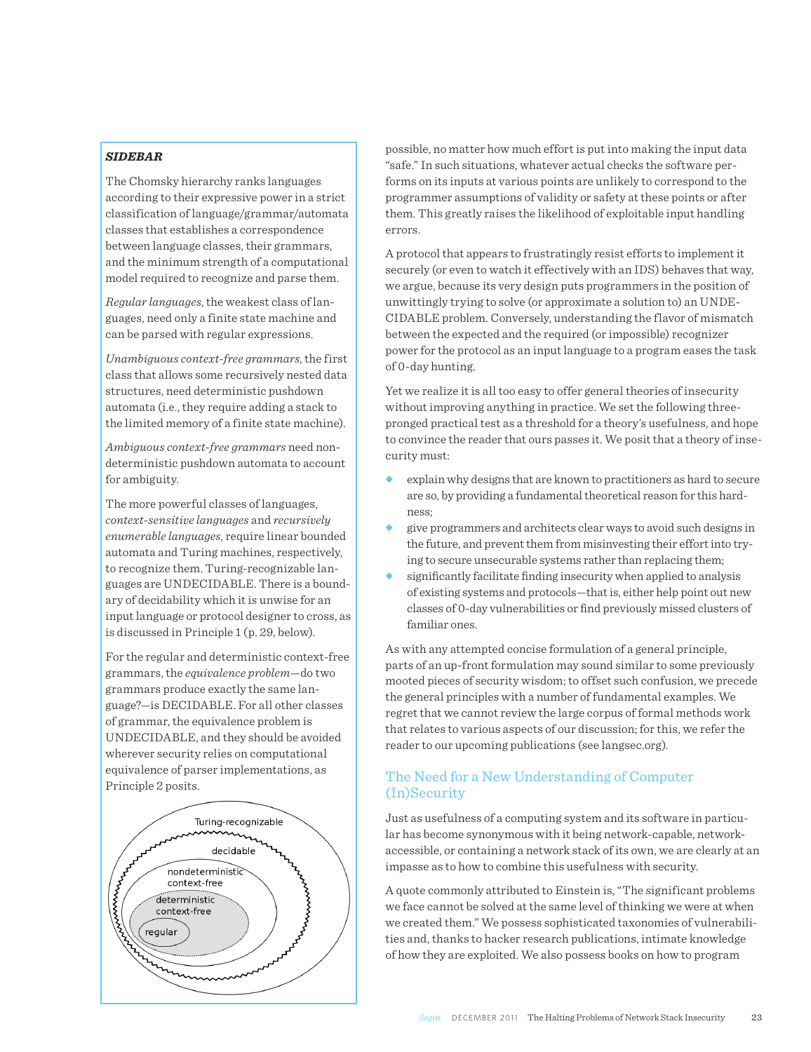**SIDEBAR**

The Chomsky hierarchy ranks languages according to their expressive power in a strict classification of language/grammar/automata classes that establishes a correspondence between language classes, their grammars, and the minimum strength of a computational model required to recognize and parse them.

*Regular languages*, the weakest class of languages, need only a finite state machine and can be parsed with regular expressions.

*Unambiguous context-free grammars*, the first class that allows some recursively nested data structures, need deterministic pushdown automata (i.e., they require adding a stack to the limited memory of a finite state machine).

*Ambiguous context-free grammars* need nondeterministic pushdown automata to account for ambiguity.

The more powerful classes of languages, *context-sensitive languages* and *recursively enumerable languages*, require linear bounded automata and Turing machines, respectively, to recognize them. Turing-recognizable languages are UNDECIDABLE. There is a boundary of decidability which it is unwise for an input language or protocol designer to cross, as is discussed in Principle 1 (p. 29, below).

For the regular and deterministic context-free grammars, the *equivalence problem*—do two grammars produce exactly the same language?—is DECIDABLE. For all other classes of grammar, the equivalence problem is UNDECIDABLE, and they should be avoided wherever security relies on computational equivalence of parser implementations, as Principle 2 posits.

possible, no matter how much effort is put into making the input data "safe." In such situations, whatever actual checks the software performs on its inputs at various points are unlikely to correspond to the programmer assumptions of validity or safety at these points or after them. This greatly raises the likelihood of exploitable input handling errors.

A protocol that appears to frustratingly resist efforts to implement it securely (or even to watch it effectively with an IDS) behaves that way, we argue, because its very design puts programmers in the position of unwittingly trying to solve (or approximate a solution to) an UNDECIDABLE problem. Conversely, understanding the flavor of mismatch between the expected and the required (or impossible) recognizer power for the protocol as an input language to a program eases the task of 0-day hunting.

Yet we realize it is all too easy to offer general theories of insecurity without improving anything in practice. We set the following three-pronged practical test as a threshold for a theory's usefulness, and hope to convince the reader that ours passes it. We posit that a theory of insecurity must:

- explain why designs that are known to practitioners as hard to secure are so, by providing a fundamental theoretical reason for this hardness;
- give programmers and architects clear ways to avoid such designs in the future, and prevent them from misinvesting their effort into trying to secure unsecurable systems rather than replacing them;
- significantly facilitate finding insecurity when applied to analysis of existing systems and protocols—that is, either help point out new classes of 0-day vulnerabilities or find previously missed clusters of familiar ones.

As with any attempted concise formulation of a general principle, parts of an up-front formulation may sound similar to some previously mooted pieces of security wisdom; to offset such confusion, we precede the general principles with a number of fundamental examples. We regret that we cannot review the large corpus of formal methods work that relates to various aspects of our discussion; for this, we refer the reader to our upcoming publications (see langsec.org).

## The Need for a New Understanding of Computer (In)Security

Just as usefulness of a computing system and its software in particular has become synonymous with it being network-capable, network-accessible, or containing a network stack of its own, we are clearly at an impasse as to how to combine this usefulness with security.

A quote commonly attributed to Einstein is, "The significant problems we face cannot be solved at the same level of thinking we were at when we created them." We possess sophisticated taxonomies of vulnerabilities and, thanks to hacker research publications, intimate knowledge of how they are exploited. We also possess books on how to program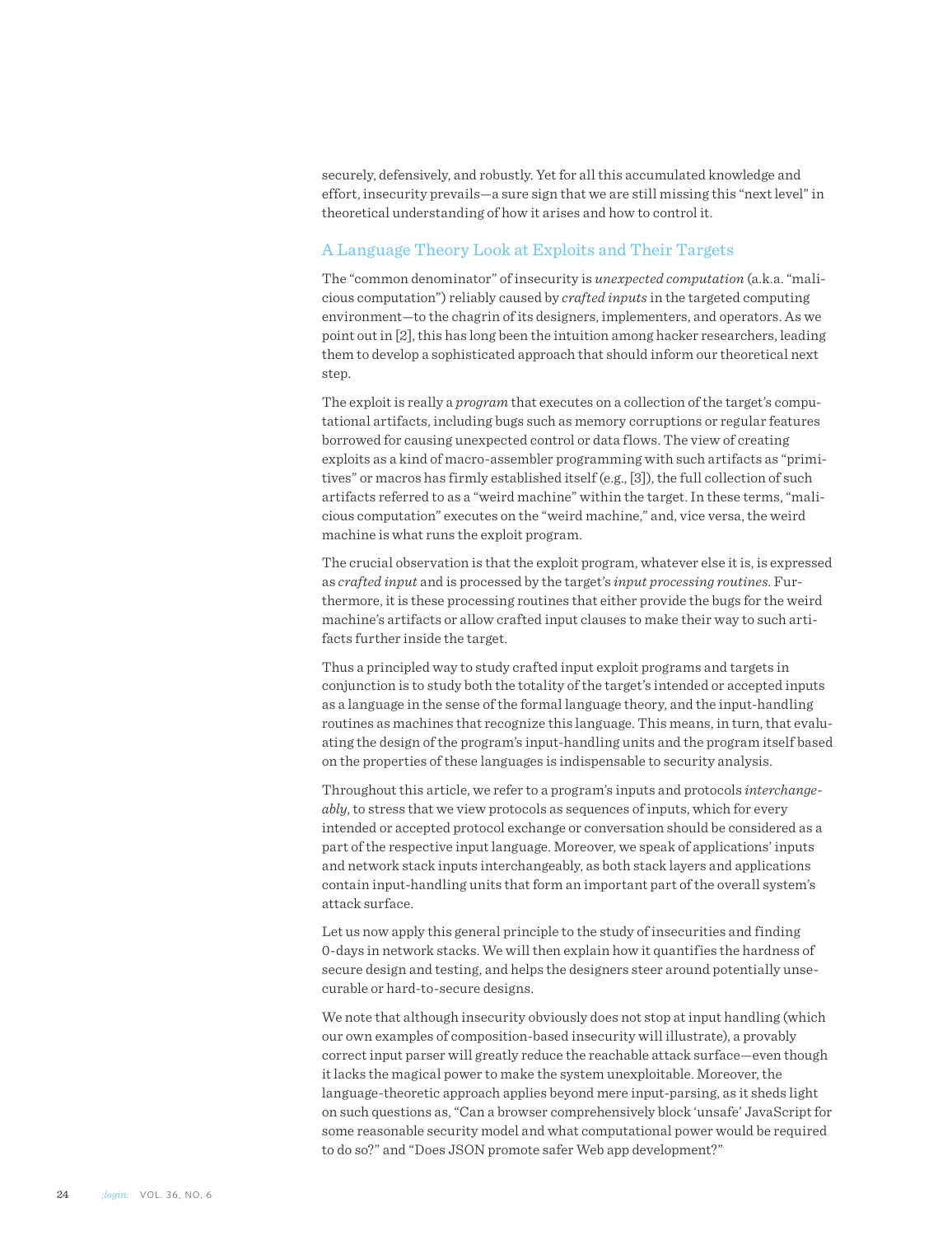securely, defensively, and robustly. Yet for all this accumulated knowledge and effort, insecurity prevails—a sure sign that we are still missing this "next level" in theoretical understanding of how it arises and how to control it.

## A Language Theory Look at Exploits and Their Targets

The "common denominator" of insecurity is *unexpected computation* (a.k.a. "malicious computation") reliably caused by *crafted inputs* in the targeted computing environment—to the chagrin of its designers, implementers, and operators. As we point out in [2], this has long been the intuition among hacker researchers, leading them to develop a sophisticated approach that should inform our theoretical next step.

The exploit is really a *program* that executes on a collection of the target's computational artifacts, including bugs such as memory corruptions or regular features borrowed for causing unexpected control or data flows. The view of creating exploits as a kind of macro-assembler programming with such artifacts as "primitives" or macros has firmly established itself (e.g., [3]), the full collection of such artifacts referred to as a "weird machine" within the target. In these terms, "malicious computation" executes on the "weird machine," and, vice versa, the weird machine is what runs the exploit program.

The crucial observation is that the exploit program, whatever else it is, is expressed as *crafted input* and is processed by the target's *input processing routines*. Furthermore, it is these processing routines that either provide the bugs for the weird machine's artifacts or allow crafted input clauses to make their way to such artifacts further inside the target.

Thus a principled way to study crafted input exploit programs and targets in conjunction is to study both the totality of the target's intended or accepted inputs as a language in the sense of the formal language theory, and the input-handling routines as machines that recognize this language. This means, in turn, that evaluating the design of the program's input-handling units and the program itself based on the properties of these languages is indispensable to security analysis.

Throughout this article, we refer to a program's inputs and protocols *interchangeably*, to stress that we view protocols as sequences of inputs, which for every intended or accepted protocol exchange or conversation should be considered as a part of the respective input language. Moreover, we speak of applications' inputs and network stack inputs interchangeably, as both stack layers and applications contain input-handling units that form an important part of the overall system's attack surface.

Let us now apply this general principle to the study of insecurities and finding 0-days in network stacks. We will then explain how it quantifies the hardness of secure design and testing, and helps the designers steer around potentially unsecurable or hard-to-secure designs.

We note that although insecurity obviously does not stop at input handling (which our own examples of composition-based insecurity will illustrate), a provably correct input parser will greatly reduce the reachable attack surface—even though it lacks the magical power to make the system unexploitable. Moreover, the language-theoretic approach applies beyond mere input-parsing, as it sheds light on such questions as, "Can a browser comprehensively block 'unsafe' JavaScript for some reasonable security model and what computational power would be required to do so?" and "Does JSON promote safer Web app development?"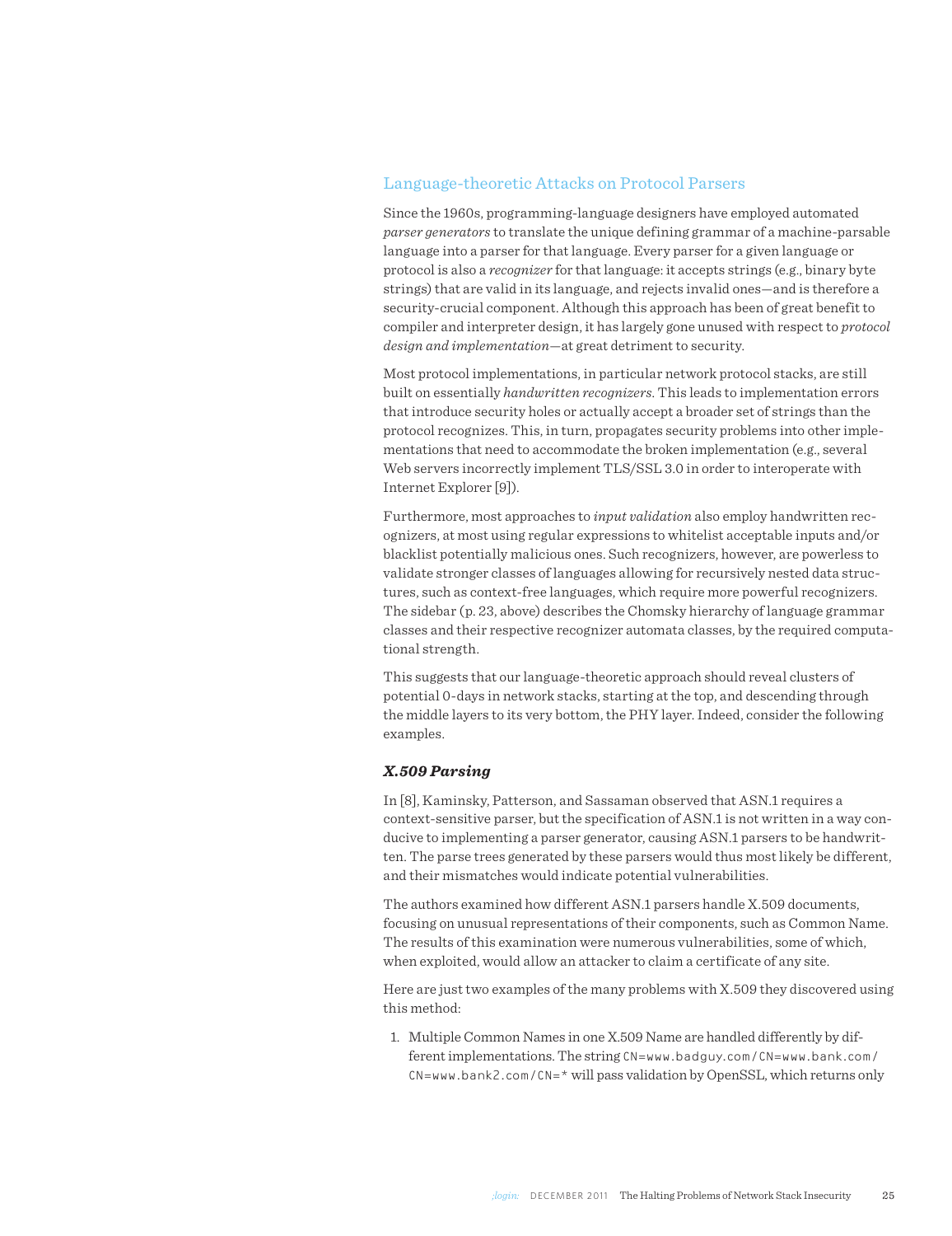## Language-theoretic Attacks on Protocol Parsers

Since the 1960s, programming-language designers have employed automated *parser generators* to translate the unique defining grammar of a machine-parsable language into a parser for that language. Every parser for a given language or protocol is also a *recognizer* for that language: it accepts strings (e.g., binary byte strings) that are valid in its language, and rejects invalid ones—and is therefore a security-crucial component. Although this approach has been of great benefit to compiler and interpreter design, it has largely gone unused with respect to *protocol design and implementation*—at great detriment to security.

Most protocol implementations, in particular network protocol stacks, are still built on essentially *handwritten recognizers*. This leads to implementation errors that introduce security holes or actually accept a broader set of strings than the protocol recognizes. This, in turn, propagates security problems into other implementations that need to accommodate the broken implementation (e.g., several Web servers incorrectly implement TLS/SSL 3.0 in order to interoperate with Internet Explorer [9]).

Furthermore, most approaches to *input validation* also employ handwritten recognizers, at most using regular expressions to whitelist acceptable inputs and/or blacklist potentially malicious ones. Such recognizers, however, are powerless to validate stronger classes of languages allowing for recursively nested data structures, such as context-free languages, which require more powerful recognizers. The sidebar (p. 23, above) describes the Chomsky hierarchy of language grammar classes and their respective recognizer automata classes, by the required computational strength.

This suggests that our language-theoretic approach should reveal clusters of potential 0-days in network stacks, starting at the top, and descending through the middle layers to its very bottom, the PHY layer. Indeed, consider the following examples.

### *X.509 Parsing*

In [8], Kaminsky, Patterson, and Sassaman observed that ASN.1 requires a context-sensitive parser, but the specification of ASN.1 is not written in a way conducive to implementing a parser generator, causing ASN.1 parsers to be handwritten. The parse trees generated by these parsers would thus most likely be different, and their mismatches would indicate potential vulnerabilities.

The authors examined how different ASN.1 parsers handle X.509 documents, focusing on unusual representations of their components, such as Common Name. The results of this examination were numerous vulnerabilities, some of which, when exploited, would allow an attacker to claim a certificate of any site.

Here are just two examples of the many problems with X.509 they discovered using this method:

1. Multiple Common Names in one X.509 Name are handled differently by different implementations. The string `CN=www.badguy.com/CN=www.bank.com/CN=www.bank2.com/CN=*` will pass validation by OpenSSL, which returns only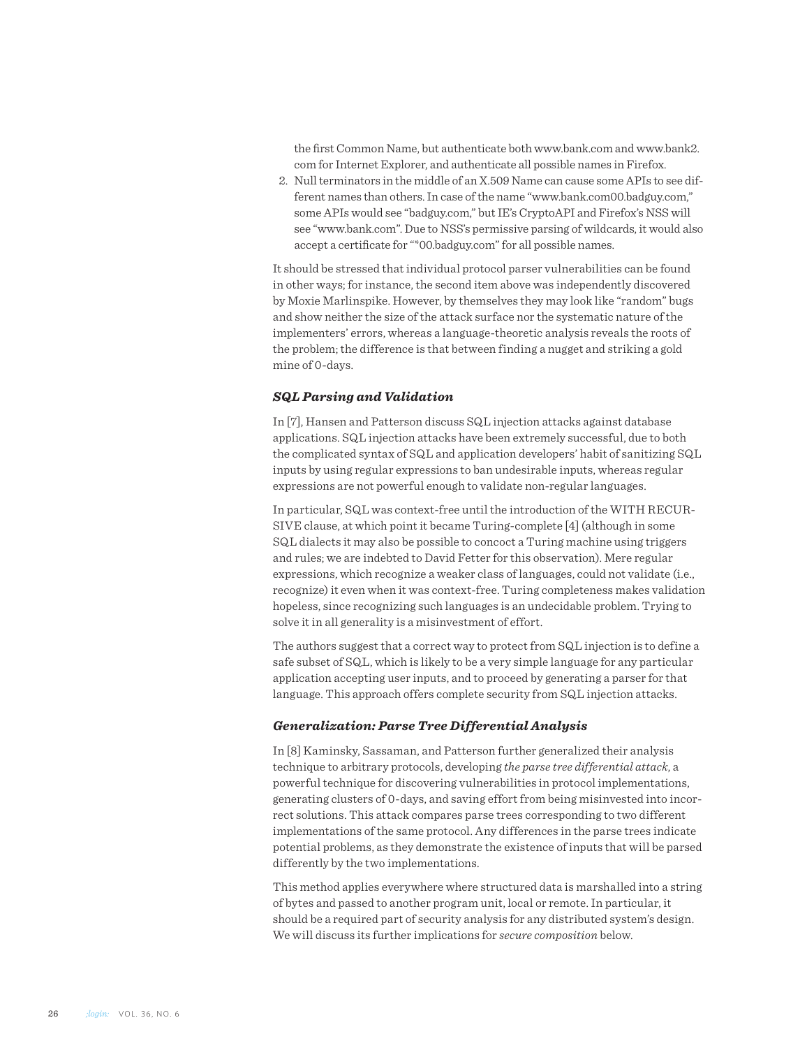the first Common Name, but authenticate both www.bank.com and www.bank2.com for Internet Explorer, and authenticate all possible names in Firefox.

2. Null terminators in the middle of an X.509 Name can cause some APIs to see different names than others. In case of the name "www.bank.com00.badguy.com," some APIs would see "badguy.com," but IE's CryptoAPI and Firefox's NSS will see "www.bank.com". Due to NSS's permissive parsing of wildcards, it would also accept a certificate for "*00.badguy.com" for all possible names.

It should be stressed that individual protocol parser vulnerabilities can be found in other ways; for instance, the second item above was independently discovered by Moxie Marlinspike. However, by themselves they may look like "random" bugs and show neither the size of the attack surface nor the systematic nature of the implementers' errors, whereas a language-theoretic analysis reveals the roots of the problem; the difference is that between finding a nugget and striking a gold mine of 0-days.

### *SQL Parsing and Validation*

In [7], Hansen and Patterson discuss SQL injection attacks against database applications. SQL injection attacks have been extremely successful, due to both the complicated syntax of SQL and application developers' habit of sanitizing SQL inputs by using regular expressions to ban undesirable inputs, whereas regular expressions are not powerful enough to validate non-regular languages.

In particular, SQL was context-free until the introduction of the WITH RECURSIVE clause, at which point it became Turing-complete [4] (although in some SQL dialects it may also be possible to concoct a Turing machine using triggers and rules; we are indebted to David Fetter for this observation). Mere regular expressions, which recognize a weaker class of languages, could not validate (i.e., recognize) it even when it was context-free. Turing completeness makes validation hopeless, since recognizing such languages is an undecidable problem. Trying to solve it in all generality is a misinvestment of effort.

The authors suggest that a correct way to protect from SQL injection is to define a safe subset of SQL, which is likely to be a very simple language for any particular application accepting user inputs, and to proceed by generating a parser for that language. This approach offers complete security from SQL injection attacks.

### *Generalization: Parse Tree Differential Analysis*

In [8] Kaminsky, Sassaman, and Patterson further generalized their analysis technique to arbitrary protocols, developing *the parse tree differential attack*, a powerful technique for discovering vulnerabilities in protocol implementations, generating clusters of 0-days, and saving effort from being misinvested into incorrect solutions. This attack compares parse trees corresponding to two different implementations of the same protocol. Any differences in the parse trees indicate potential problems, as they demonstrate the existence of inputs that will be parsed differently by the two implementations.

This method applies everywhere where structured data is marshalled into a string of bytes and passed to another program unit, local or remote. In particular, it should be a required part of security analysis for any distributed system's design. We will discuss its further implications for *secure composition* below.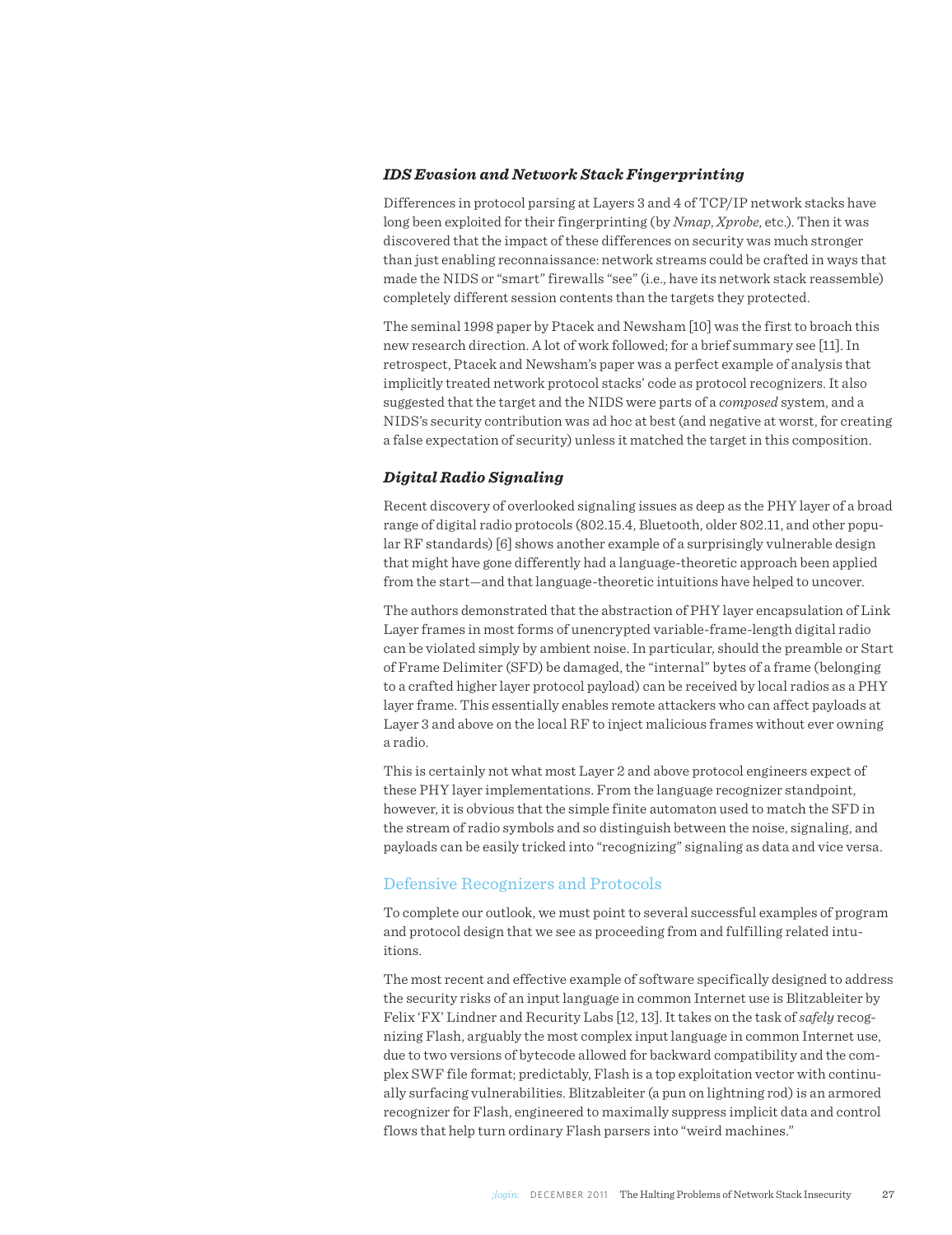### *IDS Evasion and Network Stack Fingerprinting*

Differences in protocol parsing at Layers 3 and 4 of TCP/IP network stacks have long been exploited for their fingerprinting (by *Nmap*, *Xprobe*, etc.). Then it was discovered that the impact of these differences on security was much stronger than just enabling reconnaissance: network streams could be crafted in ways that made the NIDS or "smart" firewalls "see" (i.e., have its network stack reassemble) completely different session contents than the targets they protected.

The seminal 1998 paper by Ptacek and Newsham [10] was the first to broach this new research direction. A lot of work followed; for a brief summary see [11]. In retrospect, Ptacek and Newsham's paper was a perfect example of analysis that implicitly treated network protocol stacks' code as protocol recognizers. It also suggested that the target and the NIDS were parts of a *composed* system, and a NIDS's security contribution was ad hoc at best (and negative at worst, for creating a false expectation of security) unless it matched the target in this composition.

### *Digital Radio Signaling*

Recent discovery of overlooked signaling issues as deep as the PHY layer of a broad range of digital radio protocols (802.15.4, Bluetooth, older 802.11, and other popular RF standards) [6] shows another example of a surprisingly vulnerable design that might have gone differently had a language-theoretic approach been applied from the start—and that language-theoretic intuitions have helped to uncover.

The authors demonstrated that the abstraction of PHY layer encapsulation of Link Layer frames in most forms of unencrypted variable-frame-length digital radio can be violated simply by ambient noise. In particular, should the preamble or Start of Frame Delimiter (SFD) be damaged, the "internal" bytes of a frame (belonging to a crafted higher layer protocol payload) can be received by local radios as a PHY layer frame. This essentially enables remote attackers who can affect payloads at Layer 3 and above on the local RF to inject malicious frames without ever owning a radio.

This is certainly not what most Layer 2 and above protocol engineers expect of these PHY layer implementations. From the language recognizer standpoint, however, it is obvious that the simple finite automaton used to match the SFD in the stream of radio symbols and so distinguish between the noise, signaling, and payloads can be easily tricked into "recognizing" signaling as data and vice versa.

## Defensive Recognizers and Protocols

To complete our outlook, we must point to several successful examples of program and protocol design that we see as proceeding from and fulfilling related intuitions.

The most recent and effective example of software specifically designed to address the security risks of an input language in common Internet use is Blitzableiter by Felix 'FX' Lindner and Recurity Labs [12, 13]. It takes on the task of *safely* recognizing Flash, arguably the most complex input language in common Internet use, due to two versions of bytecode allowed for backward compatibility and the complex SWF file format; predictably, Flash is a top exploitation vector with continually surfacing vulnerabilities. Blitzableiter (a pun on lightning rod) is an armored recognizer for Flash, engineered to maximally suppress implicit data and control flows that help turn ordinary Flash parsers into "weird machines."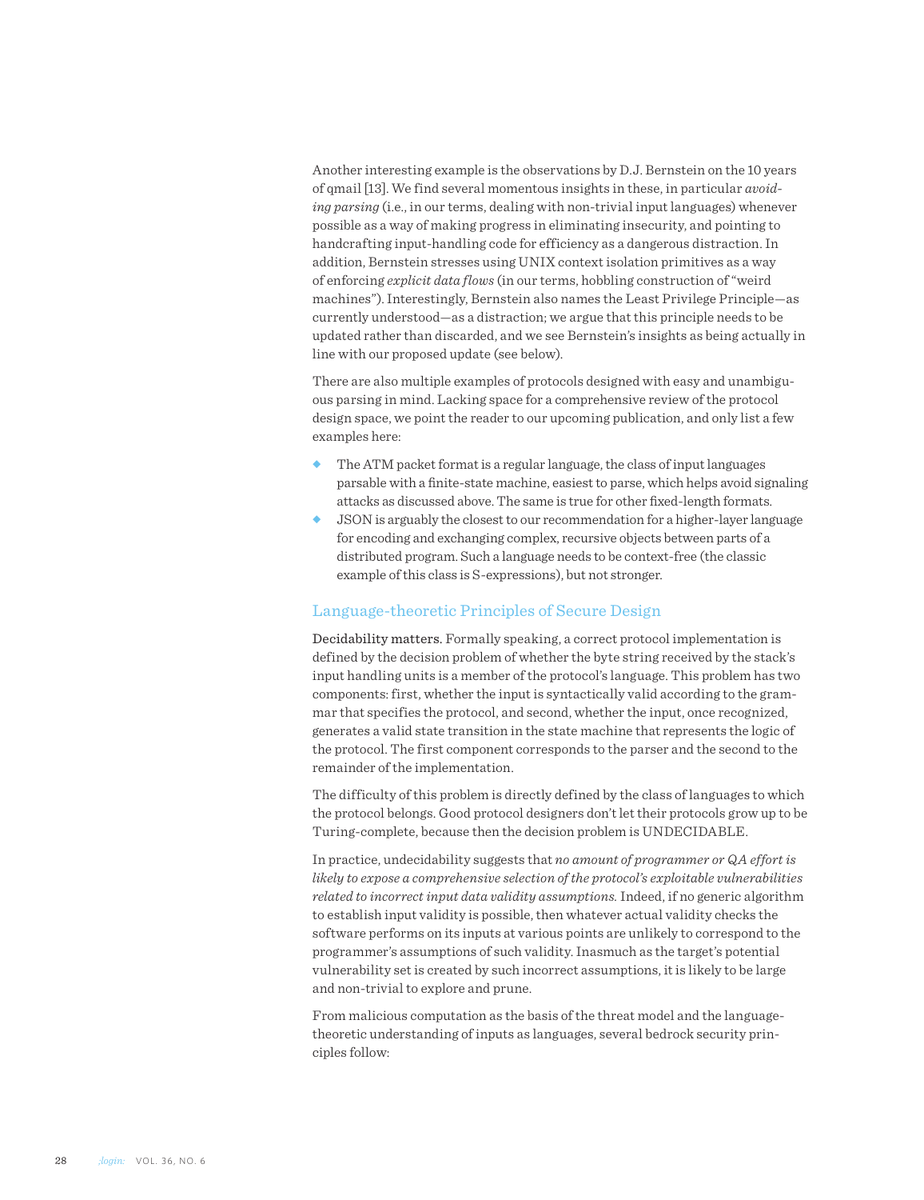Another interesting example is the observations by D.J. Bernstein on the 10 years of qmail [13]. We find several momentous insights in these, in particular *avoiding parsing* (i.e., in our terms, dealing with non-trivial input languages) whenever possible as a way of making progress in eliminating insecurity, and pointing to handcrafting input-handling code for efficiency as a dangerous distraction. In addition, Bernstein stresses using UNIX context isolation primitives as a way of enforcing *explicit data flows* (in our terms, hobbling construction of "weird machines"). Interestingly, Bernstein also names the Least Privilege Principle—as currently understood—as a distraction; we argue that this principle needs to be updated rather than discarded, and we see Bernstein's insights as being actually in line with our proposed update (see below).

There are also multiple examples of protocols designed with easy and unambiguous parsing in mind. Lacking space for a comprehensive review of the protocol design space, we point the reader to our upcoming publication, and only list a few examples here:

- The ATM packet format is a regular language, the class of input languages parsable with a finite-state machine, easiest to parse, which helps avoid signaling attacks as discussed above. The same is true for other fixed-length formats.
- JSON is arguably the closest to our recommendation for a higher-layer language for encoding and exchanging complex, recursive objects between parts of a distributed program. Such a language needs to be context-free (the classic example of this class is S-expressions), but not stronger.

## Language-theoretic Principles of Secure Design

**Decidability matters.** Formally speaking, a correct protocol implementation is defined by the decision problem of whether the byte string received by the stack's input handling units is a member of the protocol's language. This problem has two components: first, whether the input is syntactically valid according to the grammar that specifies the protocol, and second, whether the input, once recognized, generates a valid state transition in the state machine that represents the logic of the protocol. The first component corresponds to the parser and the second to the remainder of the implementation.

The difficulty of this problem is directly defined by the class of languages to which the protocol belongs. Good protocol designers don't let their protocols grow up to be Turing-complete, because then the decision problem is UNDECIDABLE.

In practice, undecidability suggests that *no amount of programmer or QA effort is likely to expose a comprehensive selection of the protocol's exploitable vulnerabilities related to incorrect input data validity assumptions.* Indeed, if no generic algorithm to establish input validity is possible, then whatever actual validity checks the software performs on its inputs at various points are unlikely to correspond to the programmer's assumptions of such validity. Inasmuch as the target's potential vulnerability set is created by such incorrect assumptions, it is likely to be large and non-trivial to explore and prune.

From malicious computation as the basis of the threat model and the language-theoretic understanding of inputs as languages, several bedrock security principles follow: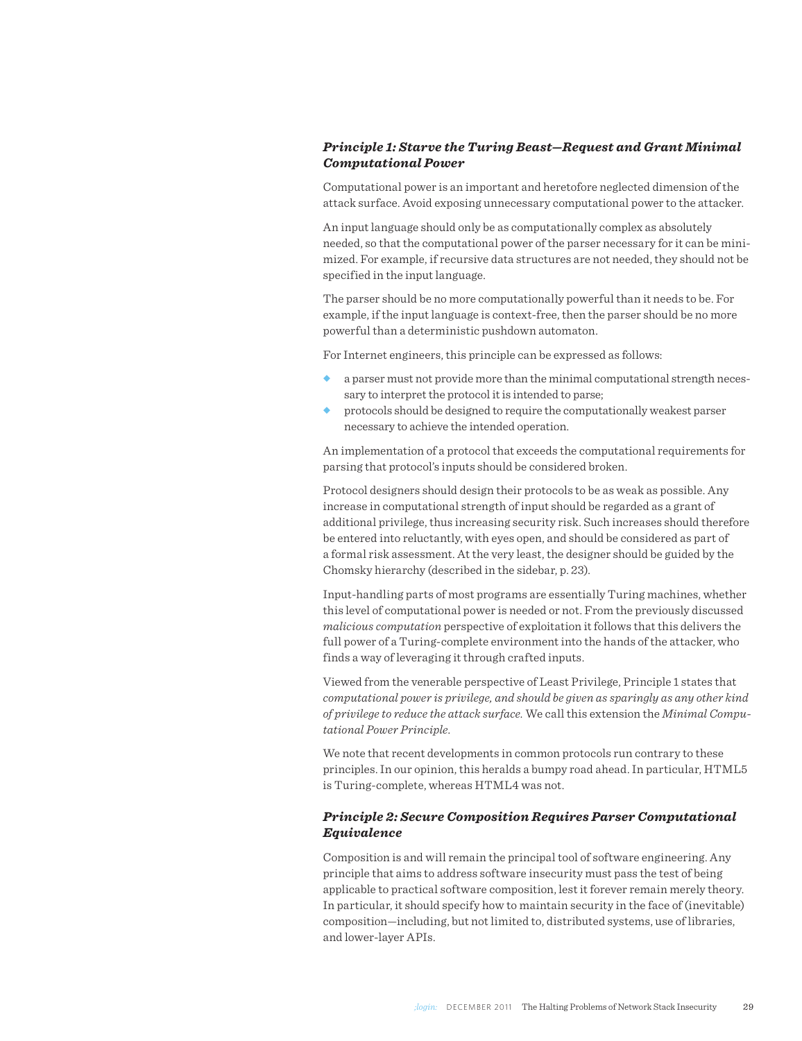### *Principle 1: Starve the Turing Beast—Request and Grant Minimal Computational Power*

Computational power is an important and heretofore neglected dimension of the attack surface. Avoid exposing unnecessary computational power to the attacker.

An input language should only be as computationally complex as absolutely needed, so that the computational power of the parser necessary for it can be minimized. For example, if recursive data structures are not needed, they should not be specified in the input language.

The parser should be no more computationally powerful than it needs to be. For example, if the input language is context-free, then the parser should be no more powerful than a deterministic pushdown automaton.

For Internet engineers, this principle can be expressed as follows:

- a parser must not provide more than the minimal computational strength necessary to interpret the protocol it is intended to parse;
- protocols should be designed to require the computationally weakest parser necessary to achieve the intended operation.

An implementation of a protocol that exceeds the computational requirements for parsing that protocol's inputs should be considered broken.

Protocol designers should design their protocols to be as weak as possible. Any increase in computational strength of input should be regarded as a grant of additional privilege, thus increasing security risk. Such increases should therefore be entered into reluctantly, with eyes open, and should be considered as part of a formal risk assessment. At the very least, the designer should be guided by the Chomsky hierarchy (described in the sidebar, p. 23).

Input-handling parts of most programs are essentially Turing machines, whether this level of computational power is needed or not. From the previously discussed *malicious computation* perspective of exploitation it follows that this delivers the full power of a Turing-complete environment into the hands of the attacker, who finds a way of leveraging it through crafted inputs.

Viewed from the venerable perspective of Least Privilege, Principle 1 states that *computational power is privilege, and should be given as sparingly as any other kind of privilege to reduce the attack surface.* We call this extension the *Minimal Computational Power Principle.*

We note that recent developments in common protocols run contrary to these principles. In our opinion, this heralds a bumpy road ahead. In particular, HTML5 is Turing-complete, whereas HTML4 was not.

### *Principle 2: Secure Composition Requires Parser Computational Equivalence*

Composition is and will remain the principal tool of software engineering. Any principle that aims to address software insecurity must pass the test of being applicable to practical software composition, lest it forever remain merely theory. In particular, it should specify how to maintain security in the face of (inevitable) composition—including, but not limited to, distributed systems, use of libraries, and lower-layer APIs.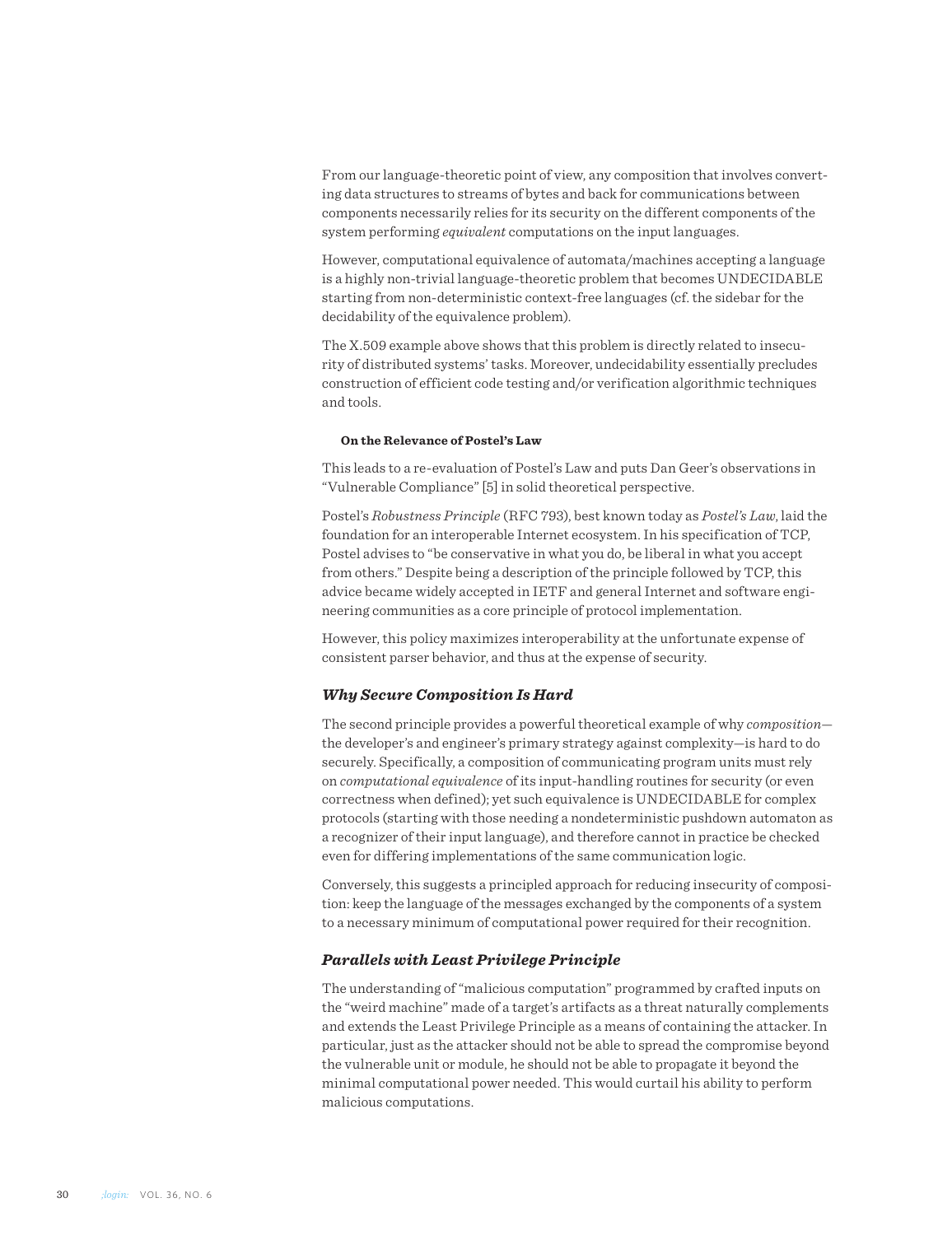From our language-theoretic point of view, any composition that involves converting data structures to streams of bytes and back for communications between components necessarily relies for its security on the different components of the system performing *equivalent* computations on the input languages.

However, computational equivalence of automata/machines accepting a language is a highly non-trivial language-theoretic problem that becomes UNDECIDABLE starting from non-deterministic context-free languages (cf. the sidebar for the decidability of the equivalence problem).

The X.509 example above shows that this problem is directly related to insecurity of distributed systems' tasks. Moreover, undecidability essentially precludes construction of efficient code testing and/or verification algorithmic techniques and tools.

#### On the Relevance of Postel's Law

This leads to a re-evaluation of Postel's Law and puts Dan Geer's observations in "Vulnerable Compliance" [5] in solid theoretical perspective.

Postel's *Robustness Principle* (RFC 793), best known today as *Postel's Law*, laid the foundation for an interoperable Internet ecosystem. In his specification of TCP, Postel advises to "be conservative in what you do, be liberal in what you accept from others." Despite being a description of the principle followed by TCP, this advice became widely accepted in IETF and general Internet and software engineering communities as a core principle of protocol implementation.

However, this policy maximizes interoperability at the unfortunate expense of consistent parser behavior, and thus at the expense of security.

### *Why Secure Composition Is Hard*

The second principle provides a powerful theoretical example of why *composition*—the developer's and engineer's primary strategy against complexity—is hard to do securely. Specifically, a composition of communicating program units must rely on *computational equivalence* of its input-handling routines for security (or even correctness when defined); yet such equivalence is UNDECIDABLE for complex protocols (starting with those needing a nondeterministic pushdown automaton as a recognizer of their input language), and therefore cannot in practice be checked even for differing implementations of the same communication logic.

Conversely, this suggests a principled approach for reducing insecurity of composition: keep the language of the messages exchanged by the components of a system to a necessary minimum of computational power required for their recognition.

### *Parallels with Least Privilege Principle*

The understanding of "malicious computation" programmed by crafted inputs on the "weird machine" made of a target's artifacts as a threat naturally complements and extends the Least Privilege Principle as a means of containing the attacker. In particular, just as the attacker should not be able to spread the compromise beyond the vulnerable unit or module, he should not be able to propagate it beyond the minimal computational power needed. This would curtail his ability to perform malicious computations.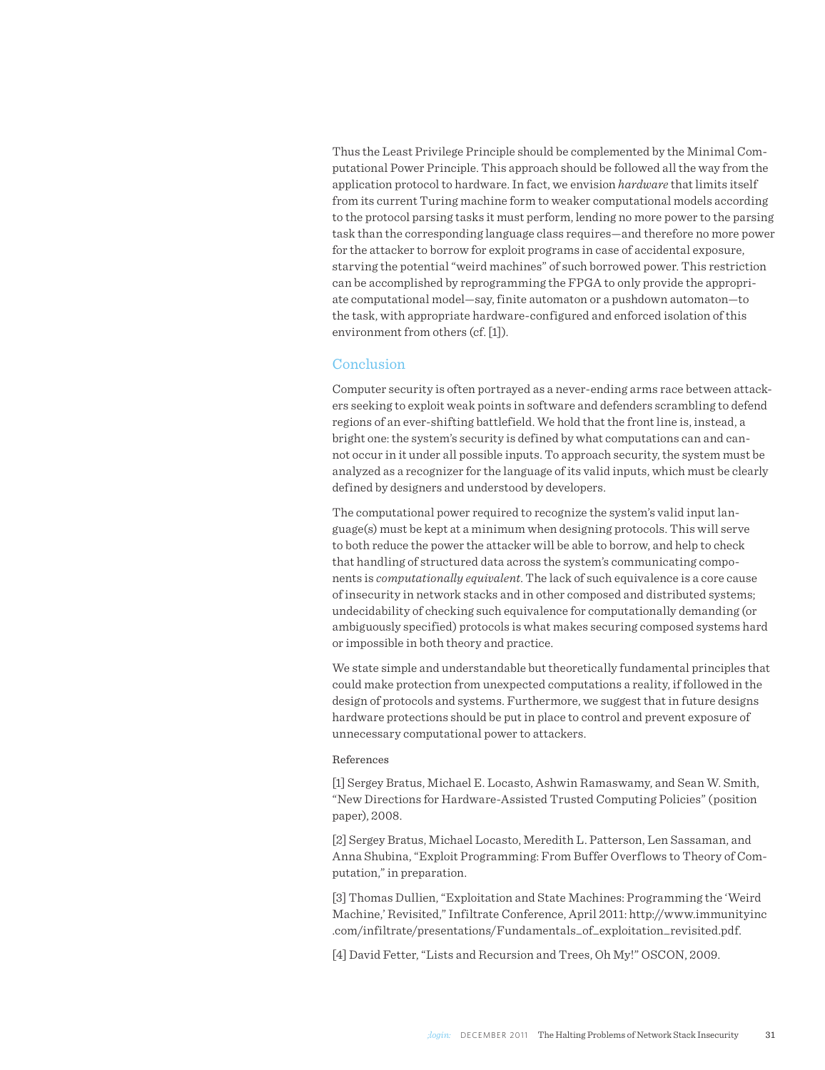Thus the Least Privilege Principle should be complemented by the Minimal Computational Power Principle. This approach should be followed all the way from the application protocol to hardware. In fact, we envision *hardware* that limits itself from its current Turing machine form to weaker computational models according to the protocol parsing tasks it must perform, lending no more power to the parsing task than the corresponding language class requires—and therefore no more power for the attacker to borrow for exploit programs in case of accidental exposure, starving the potential "weird machines" of such borrowed power. This restriction can be accomplished by reprogramming the FPGA to only provide the appropriate computational model—say, finite automaton or a pushdown automaton—to the task, with appropriate hardware-configured and enforced isolation of this environment from others (cf. [1]).

## Conclusion

Computer security is often portrayed as a never-ending arms race between attackers seeking to exploit weak points in software and defenders scrambling to defend regions of an ever-shifting battlefield. We hold that the front line is, instead, a bright one: the system's security is defined by what computations can and cannot occur in it under all possible inputs. To approach security, the system must be analyzed as a recognizer for the language of its valid inputs, which must be clearly defined by designers and understood by developers.

The computational power required to recognize the system's valid input language(s) must be kept at a minimum when designing protocols. This will serve to both reduce the power the attacker will be able to borrow, and help to check that handling of structured data across the system's communicating components is *computationally equivalent*. The lack of such equivalence is a core cause of insecurity in network stacks and in other composed and distributed systems; undecidability of checking such equivalence for computationally demanding (or ambiguously specified) protocols is what makes securing composed systems hard or impossible in both theory and practice.

We state simple and understandable but theoretically fundamental principles that could make protection from unexpected computations a reality, if followed in the design of protocols and systems. Furthermore, we suggest that in future designs hardware protections should be put in place to control and prevent exposure of unnecessary computational power to attackers.

### References

[1] Sergey Bratus, Michael E. Locasto, Ashwin Ramaswamy, and Sean W. Smith, "New Directions for Hardware-Assisted Trusted Computing Policies" (position paper), 2008.

[2] Sergey Bratus, Michael Locasto, Meredith L. Patterson, Len Sassaman, and Anna Shubina, "Exploit Programming: From Buffer Overflows to Theory of Computation," in preparation.

[3] Thomas Dullien, "Exploitation and State Machines: Programming the 'Weird Machine,' Revisited," Infiltrate Conference, April 2011: http://www.immunityinc.com/infiltrate/presentations/Fundamentals_of_exploitation_revisited.pdf.

[4] David Fetter, "Lists and Recursion and Trees, Oh My!" OSCON, 2009.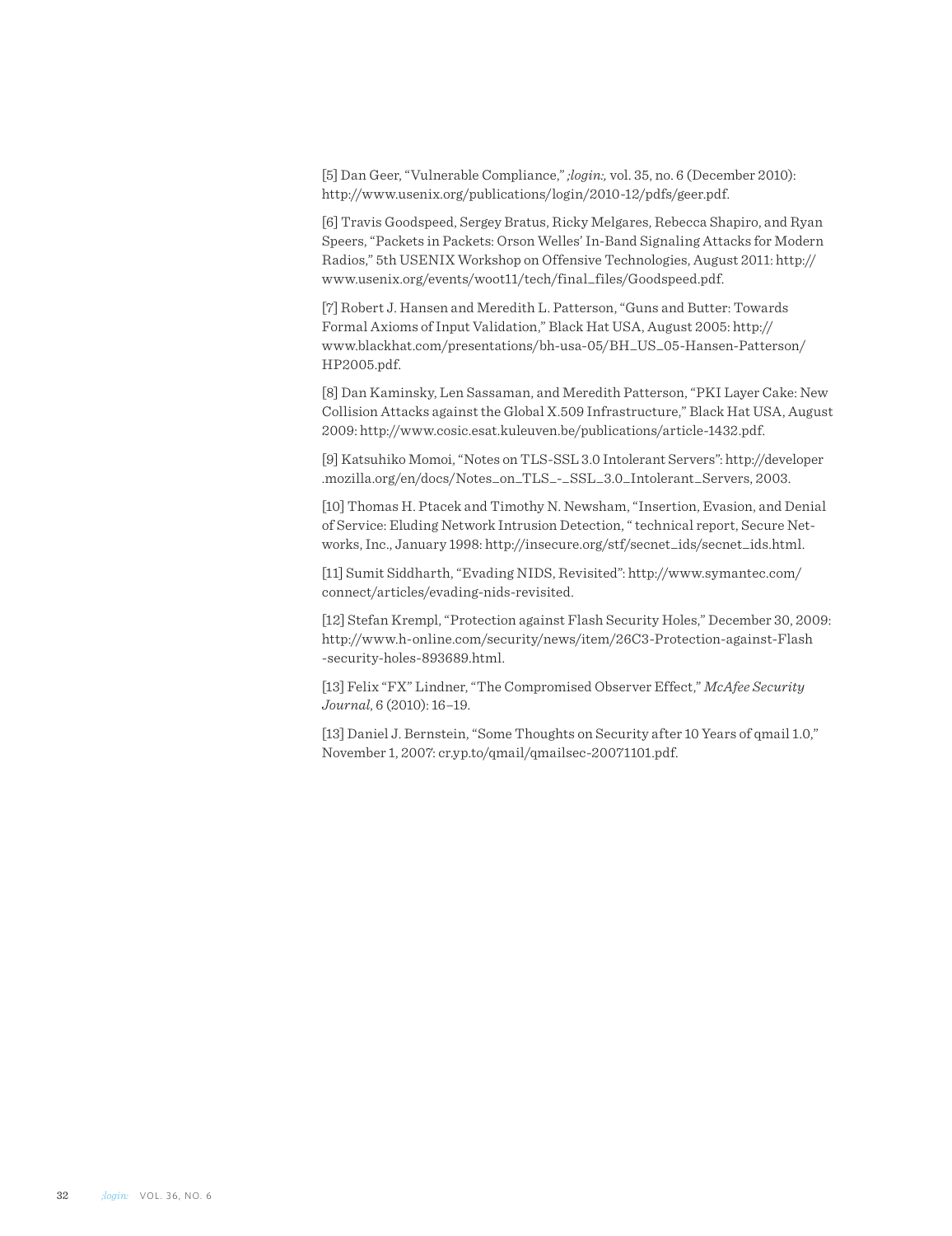[5] Dan Geer, "Vulnerable Compliance," *;login:*, vol. 35, no. 6 (December 2010): http://www.usenix.org/publications/login/2010-12/pdfs/geer.pdf.

[6] Travis Goodspeed, Sergey Bratus, Ricky Melgares, Rebecca Shapiro, and Ryan Speers, "Packets in Packets: Orson Welles' In-Band Signaling Attacks for Modern Radios," 5th USENIX Workshop on Offensive Technologies, August 2011: http://www.usenix.org/events/woot11/tech/final_files/Goodspeed.pdf.

[7] Robert J. Hansen and Meredith L. Patterson, "Guns and Butter: Towards Formal Axioms of Input Validation," Black Hat USA, August 2005: http://www.blackhat.com/presentations/bh-usa-05/BH_US_05-Hansen-Patterson/HP2005.pdf.

[8] Dan Kaminsky, Len Sassaman, and Meredith Patterson, "PKI Layer Cake: New Collision Attacks against the Global X.509 Infrastructure," Black Hat USA, August 2009: http://www.cosic.esat.kuleuven.be/publications/article-1432.pdf.

[9] Katsuhiko Momoi, "Notes on TLS-SSL 3.0 Intolerant Servers": http://developer.mozilla.org/en/docs/Notes_on_TLS_-_SSL_3.0_Intolerant_Servers, 2003.

[10] Thomas H. Ptacek and Timothy N. Newsham, "Insertion, Evasion, and Denial of Service: Eluding Network Intrusion Detection, " technical report, Secure Networks, Inc., January 1998: http://insecure.org/stf/secnet_ids/secnet_ids.html.

[11] Sumit Siddharth, "Evading NIDS, Revisited": http://www.symantec.com/connect/articles/evading-nids-revisited.

[12] Stefan Krempl, "Protection against Flash Security Holes," December 30, 2009: http://www.h-online.com/security/news/item/26C3-Protection-against-Flash-security-holes-893689.html.

[13] Felix "FX" Lindner, "The Compromised Observer Effect," *McAfee Security Journal*, 6 (2010): 16–19.

[13] Daniel J. Bernstein, "Some Thoughts on Security after 10 Years of qmail 1.0," November 1, 2007: cr.yp.to/qmail/qmailsec-20071101.pdf.